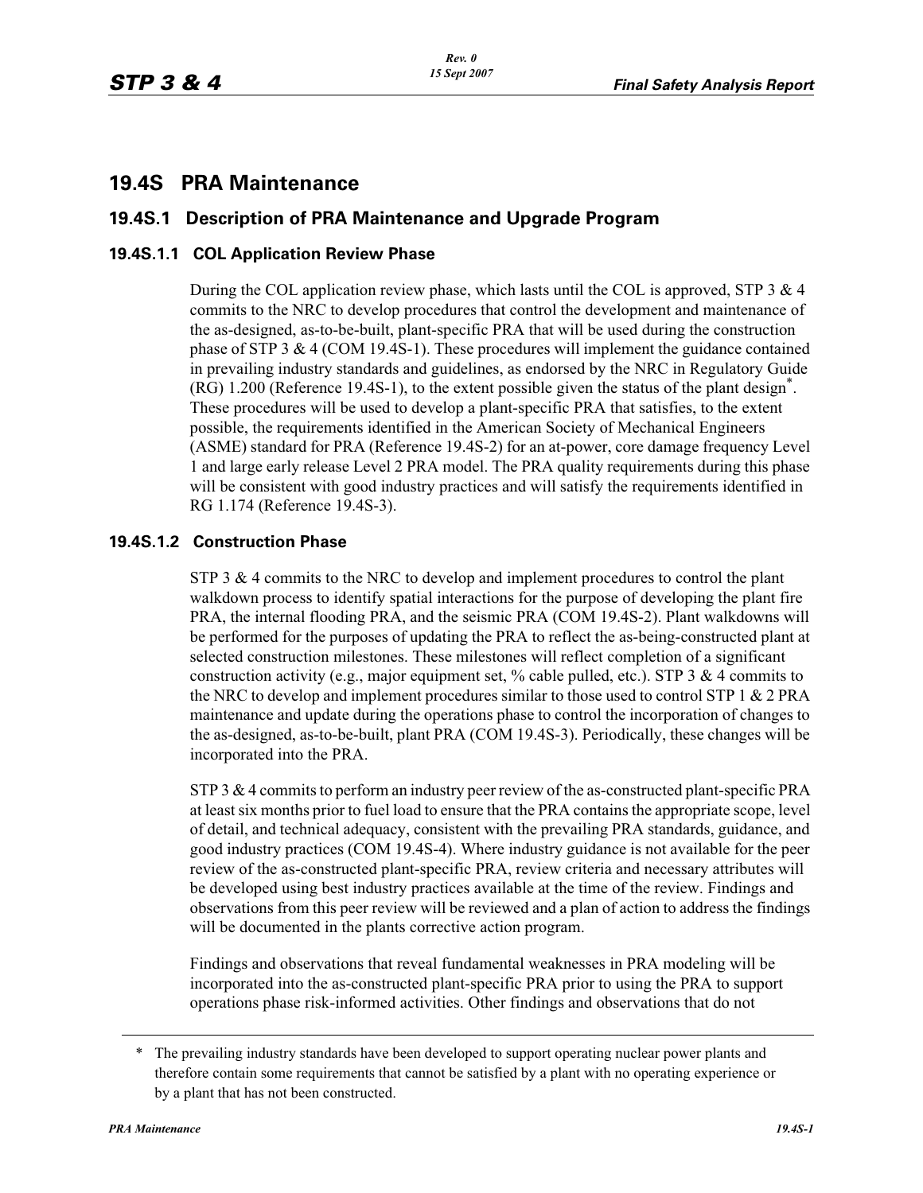# 19.4S PRA Maintenance

## 19.4S.1 Description of PRA Maintenance and Upgrade Program

### 19.4S.1.1 COL Application Review Phase

During the COL application review phase, which lasts until the COL is approved, STP 3 & 4 commits to the NRC to develop procedures that control the development and maintenance of the as-designed, as-to-be-built, plant-specific PRA that will be used during the construction phase of STP 3 & 4 (COM 19.4S-1). These procedures will implement the guidance contained in prevailing industry standards and guidelines, as endorsed by the NRC in Regulatory Guide (RG) 1.200 (Reference 19.4S-1), to the extent possible given the status of the plant design*. These procedures will be used to develop a plant-specific PRA that satisfies, to the extent possible, the requirements identified in the American Society of Mechanical Engineers (ASME) standard for PRA (Reference 19.4S-2) for an at-power, core damage frequency Level 1 and large early release Level 2 PRA model. The PRA quality requirements during this phase will be consistent with good industry practices and will satisfy the requirements identified in RG 1.174 (Reference 19.4S-3).

### 19.4S.1.2 Construction Phase

STP 3 & 4 commits to the NRC to develop and implement procedures to control the plant walkdown process to identify spatial interactions for the purpose of developing the plant fire PRA, the internal flooding PRA, and the seismic PRA (COM 19.4S-2). Plant walkdowns will be performed for the purposes of updating the PRA to reflect the as-being-constructed plant at selected construction milestones. These milestones will reflect completion of a significant construction activity (e.g., major equipment set, % cable pulled, etc.). STP 3 & 4 commits to the NRC to develop and implement procedures similar to those used to control STP 1 & 2 PRA maintenance and update during the operations phase to control the incorporation of changes to the as-designed, as-to-be-built, plant PRA (COM 19.4S-3). Periodically, these changes will be incorporated into the PRA.

STP 3 & 4 commits to perform an industry peer review of the as-constructed plant-specific PRA at least six months prior to fuel load to ensure that the PRA contains the appropriate scope, level of detail, and technical adequacy, consistent with the prevailing PRA standards, guidance, and good industry practices (COM 19.4S-4). Where industry guidance is not available for the peer review of the as-constructed plant-specific PRA, review criteria and necessary attributes will be developed using best industry practices available at the time of the review. Findings and observations from this peer review will be reviewed and a plan of action to address the findings will be documented in the plants corrective action program.

Findings and observations that reveal fundamental weaknesses in PRA modeling will be incorporated into the as-constructed plant-specific PRA prior to using the PRA to support operations phase risk-informed activities. Other findings and observations that do not

---

\* The prevailing industry standards have been developed to support operating nuclear power plants and therefore contain some requirements that cannot be satisfied by a plant with no operating experience or by a plant that has not been constructed.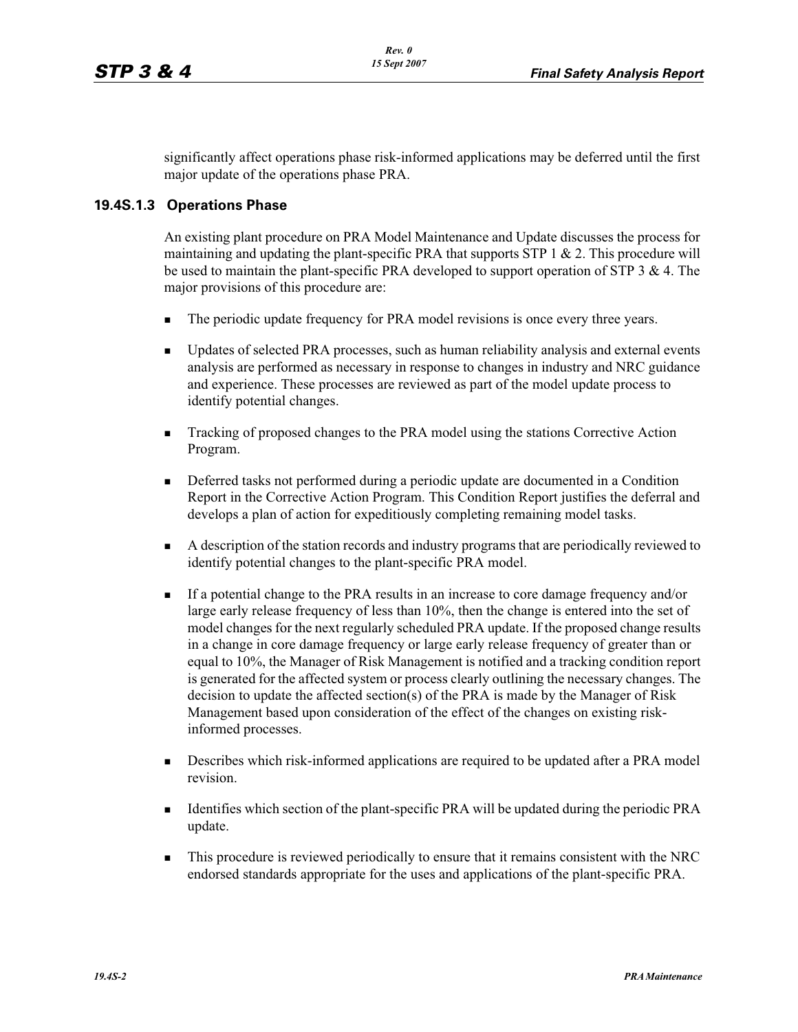significantly affect operations phase risk-informed applications may be deferred until the first major update of the operations phase PRA.

### 19.4S.1.3 Operations Phase

An existing plant procedure on PRA Model Maintenance and Update discusses the process for maintaining and updating the plant-specific PRA that supports STP 1 & 2. This procedure will be used to maintain the plant-specific PRA developed to support operation of STP 3 & 4. The major provisions of this procedure are:

- The periodic update frequency for PRA model revisions is once every three years.
- Updates of selected PRA processes, such as human reliability analysis and external events analysis are performed as necessary in response to changes in industry and NRC guidance and experience. These processes are reviewed as part of the model update process to identify potential changes.
- Tracking of proposed changes to the PRA model using the stations Corrective Action Program.
- Deferred tasks not performed during a periodic update are documented in a Condition Report in the Corrective Action Program. This Condition Report justifies the deferral and develops a plan of action for expeditiously completing remaining model tasks.
- A description of the station records and industry programs that are periodically reviewed to identify potential changes to the plant-specific PRA model.
- If a potential change to the PRA results in an increase to core damage frequency and/or large early release frequency of less than 10%, then the change is entered into the set of model changes for the next regularly scheduled PRA update. If the proposed change results in a change in core damage frequency or large early release frequency of greater than or equal to 10%, the Manager of Risk Management is notified and a tracking condition report is generated for the affected system or process clearly outlining the necessary changes. The decision to update the affected section(s) of the PRA is made by the Manager of Risk Management based upon consideration of the effect of the changes on existing risk-informed processes.
- Describes which risk-informed applications are required to be updated after a PRA model revision.
- Identifies which section of the plant-specific PRA will be updated during the periodic PRA update.
- This procedure is reviewed periodically to ensure that it remains consistent with the NRC endorsed standards appropriate for the uses and applications of the plant-specific PRA.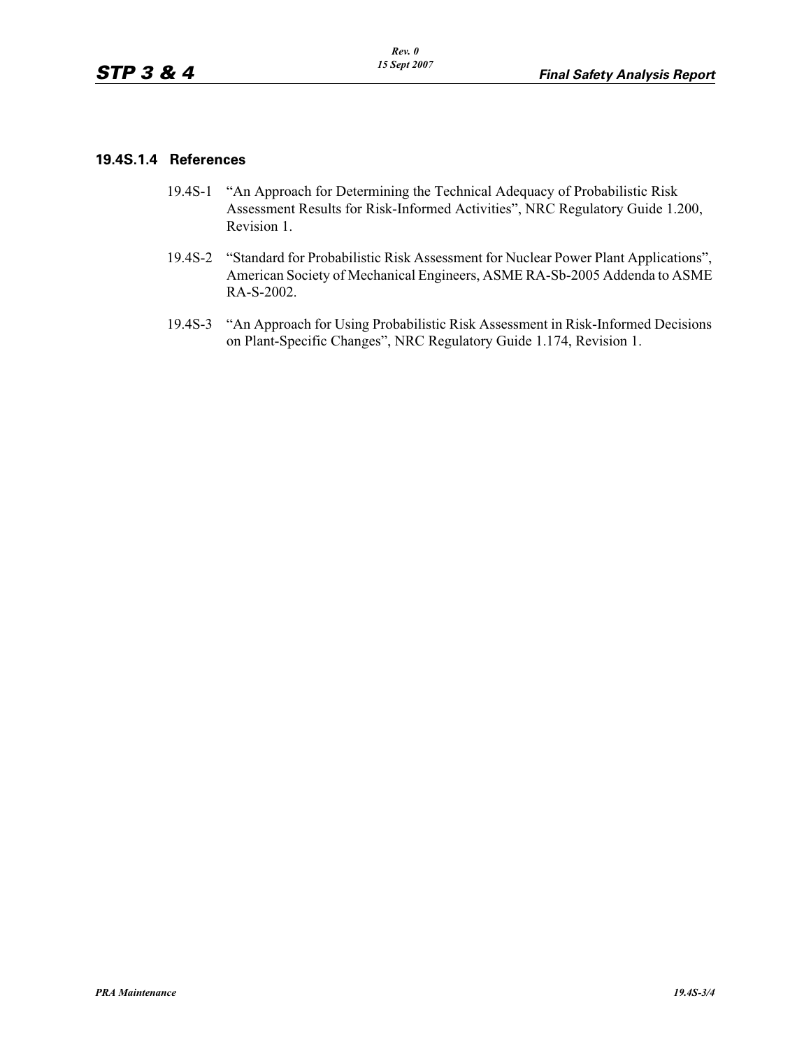### 19.4S.1.4 References

19.4S-1 “An Approach for Determining the Technical Adequacy of Probabilistic Risk Assessment Results for Risk-Informed Activities”, NRC Regulatory Guide 1.200, Revision 1.

19.4S-2 “Standard for Probabilistic Risk Assessment for Nuclear Power Plant Applications”, American Society of Mechanical Engineers, ASME RA-Sb-2005 Addenda to ASME RA-S-2002.

19.4S-3 “An Approach for Using Probabilistic Risk Assessment in Risk-Informed Decisions on Plant-Specific Changes”, NRC Regulatory Guide 1.174, Revision 1.